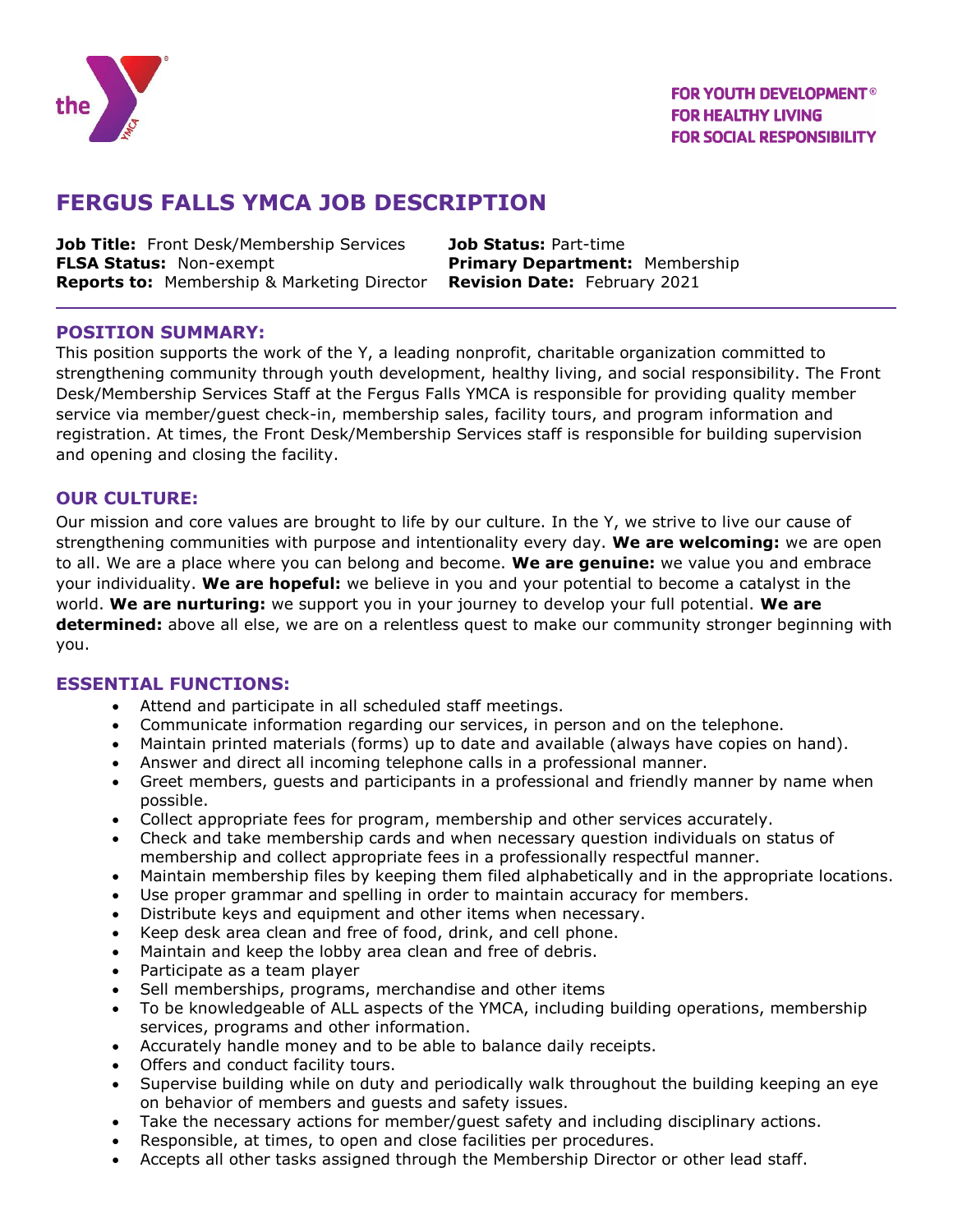FOR YOUTH DEVELOPMENT®
FOR HEALTHY LIVING
FOR SOCIAL RESPONSIBILITY

# FERGUS FALLS YMCA JOB DESCRIPTION

**Job Title:** Front Desk/Membership Services
**FLSA Status:** Non-exempt
**Reports to:** Membership & Marketing Director
**Job Status:** Part-time
**Primary Department:** Membership
**Revision Date:** February 2021

## POSITION SUMMARY:

This position supports the work of the Y, a leading nonprofit, charitable organization committed to strengthening community through youth development, healthy living, and social responsibility. The Front Desk/Membership Services Staff at the Fergus Falls YMCA is responsible for providing quality member service via member/guest check-in, membership sales, facility tours, and program information and registration. At times, the Front Desk/Membership Services staff is responsible for building supervision and opening and closing the facility.

## OUR CULTURE:

Our mission and core values are brought to life by our culture. In the Y, we strive to live our cause of strengthening communities with purpose and intentionality every day. **We are welcoming:** we are open to all. We are a place where you can belong and become. **We are genuine:** we value you and embrace your individuality. **We are hopeful:** we believe in you and your potential to become a catalyst in the world. **We are nurturing:** we support you in your journey to develop your full potential. **We are determined:** above all else, we are on a relentless quest to make our community stronger beginning with you.

## ESSENTIAL FUNCTIONS:

- Attend and participate in all scheduled staff meetings.
- Communicate information regarding our services, in person and on the telephone.
- Maintain printed materials (forms) up to date and available (always have copies on hand).
- Answer and direct all incoming telephone calls in a professional manner.
- Greet members, guests and participants in a professional and friendly manner by name when possible.
- Collect appropriate fees for program, membership and other services accurately.
- Check and take membership cards and when necessary question individuals on status of membership and collect appropriate fees in a professionally respectful manner.
- Maintain membership files by keeping them filed alphabetically and in the appropriate locations.
- Use proper grammar and spelling in order to maintain accuracy for members.
- Distribute keys and equipment and other items when necessary.
- Keep desk area clean and free of food, drink, and cell phone.
- Maintain and keep the lobby area clean and free of debris.
- Participate as a team player
- Sell memberships, programs, merchandise and other items
- To be knowledgeable of ALL aspects of the YMCA, including building operations, membership services, programs and other information.
- Accurately handle money and to be able to balance daily receipts.
- Offers and conduct facility tours.
- Supervise building while on duty and periodically walk throughout the building keeping an eye on behavior of members and guests and safety issues.
- Take the necessary actions for member/guest safety and including disciplinary actions.
- Responsible, at times, to open and close facilities per procedures.
- Accepts all other tasks assigned through the Membership Director or other lead staff.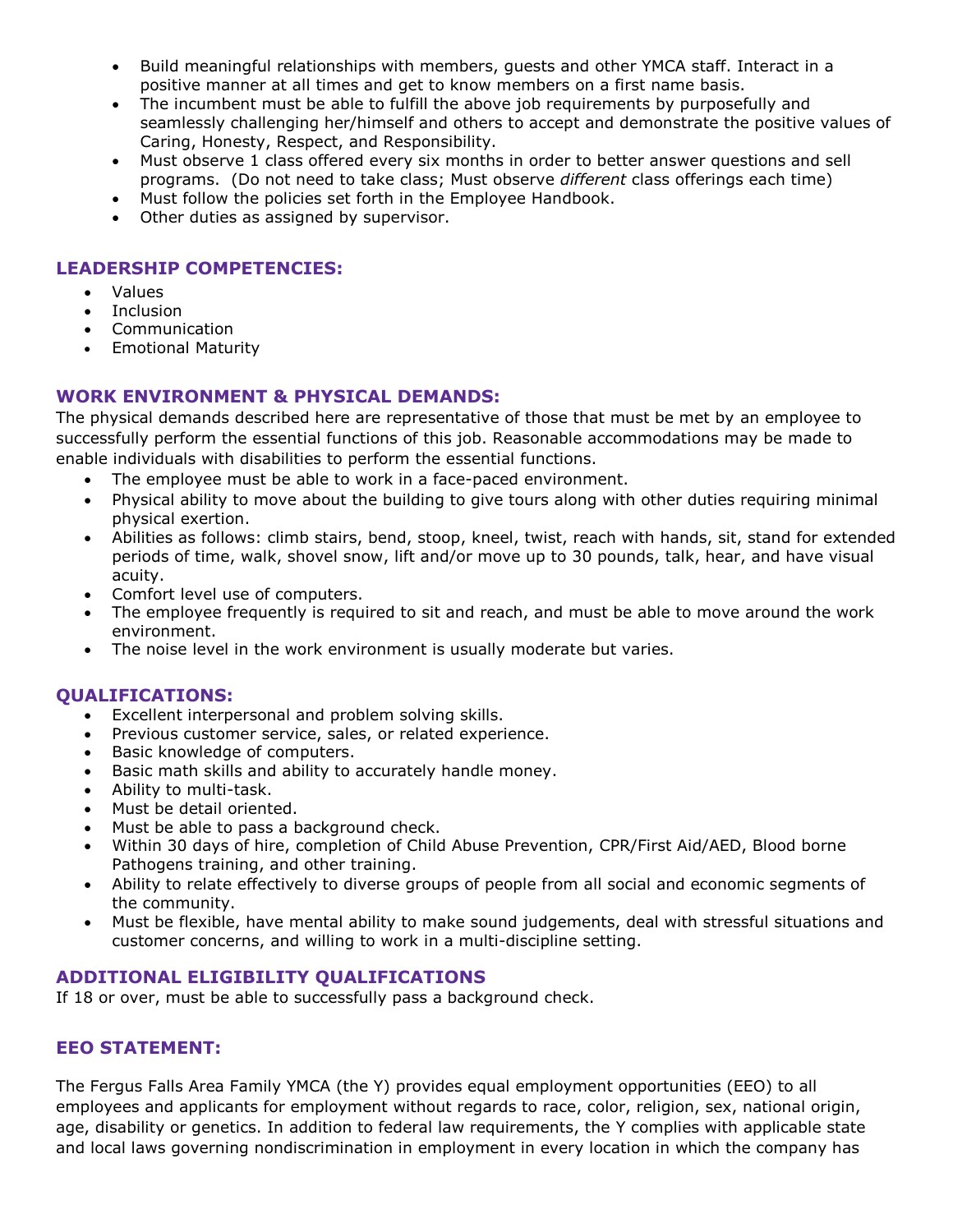- Build meaningful relationships with members, guests and other YMCA staff. Interact in a positive manner at all times and get to know members on a first name basis.
- The incumbent must be able to fulfill the above job requirements by purposefully and seamlessly challenging her/himself and others to accept and demonstrate the positive values of Caring, Honesty, Respect, and Responsibility.
- Must observe 1 class offered every six months in order to better answer questions and sell programs. (Do not need to take class; Must observe *different* class offerings each time)
- Must follow the policies set forth in the Employee Handbook.
- Other duties as assigned by supervisor.

## LEADERSHIP COMPETENCIES:

- Values
- Inclusion
- Communication
- Emotional Maturity

## WORK ENVIRONMENT & PHYSICAL DEMANDS:

The physical demands described here are representative of those that must be met by an employee to successfully perform the essential functions of this job. Reasonable accommodations may be made to enable individuals with disabilities to perform the essential functions.

- The employee must be able to work in a face-paced environment.
- Physical ability to move about the building to give tours along with other duties requiring minimal physical exertion.
- Abilities as follows: climb stairs, bend, stoop, kneel, twist, reach with hands, sit, stand for extended periods of time, walk, shovel snow, lift and/or move up to 30 pounds, talk, hear, and have visual acuity.
- Comfort level use of computers.
- The employee frequently is required to sit and reach, and must be able to move around the work environment.
- The noise level in the work environment is usually moderate but varies.

## QUALIFICATIONS:

- Excellent interpersonal and problem solving skills.
- Previous customer service, sales, or related experience.
- Basic knowledge of computers.
- Basic math skills and ability to accurately handle money.
- Ability to multi-task.
- Must be detail oriented.
- Must be able to pass a background check.
- Within 30 days of hire, completion of Child Abuse Prevention, CPR/First Aid/AED, Blood borne Pathogens training, and other training.
- Ability to relate effectively to diverse groups of people from all social and economic segments of the community.
- Must be flexible, have mental ability to make sound judgements, deal with stressful situations and customer concerns, and willing to work in a multi-discipline setting.

## ADDITIONAL ELIGIBILITY QUALIFICATIONS

If 18 or over, must be able to successfully pass a background check.

## EEO STATEMENT:

The Fergus Falls Area Family YMCA (the Y) provides equal employment opportunities (EEO) to all employees and applicants for employment without regards to race, color, religion, sex, national origin, age, disability or genetics. In addition to federal law requirements, the Y complies with applicable state and local laws governing nondiscrimination in employment in every location in which the company has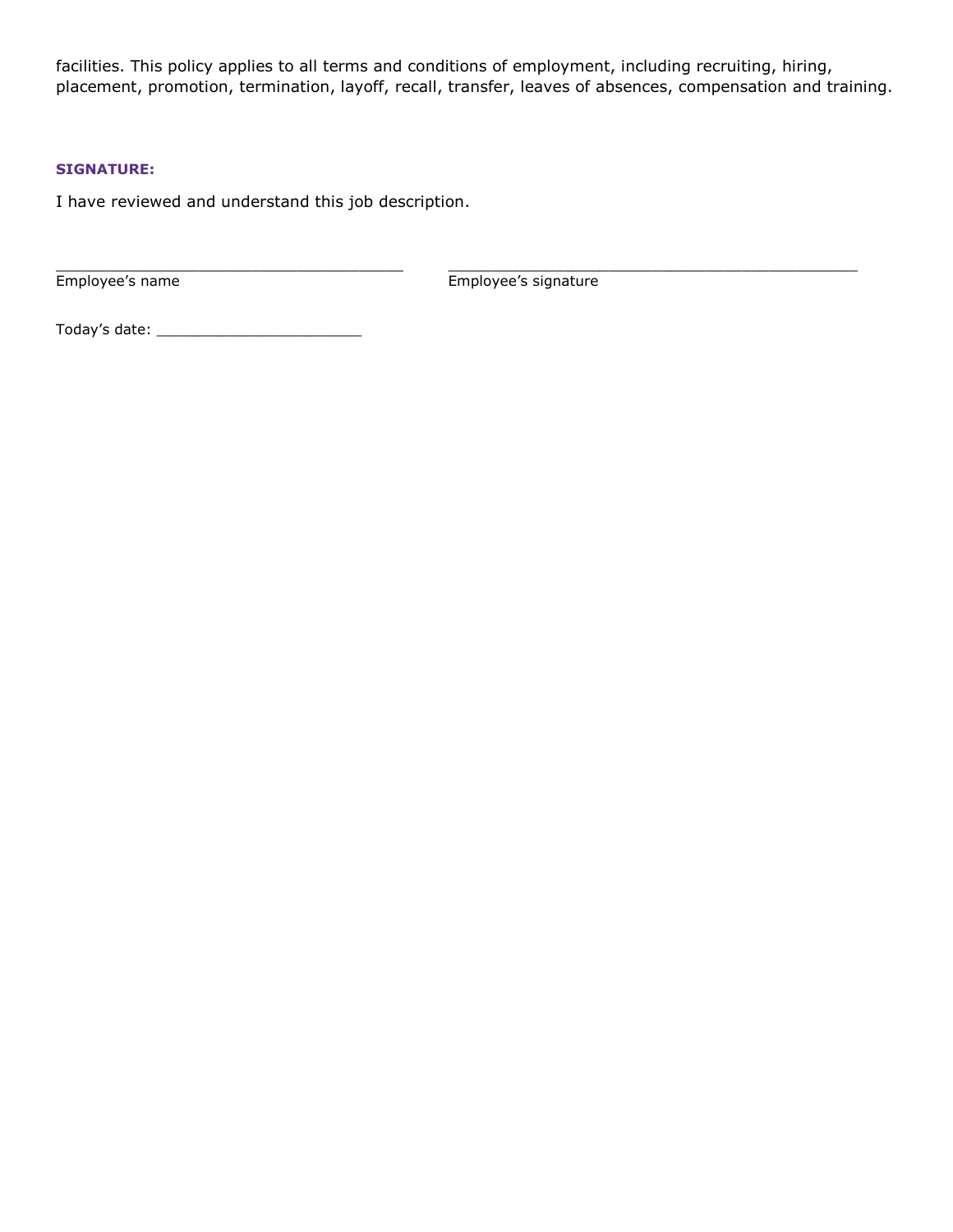facilities. This policy applies to all terms and conditions of employment, including recruiting, hiring, placement, promotion, termination, layoff, recall, transfer, leaves of absences, compensation and training.

**SIGNATURE:**

I have reviewed and understand this job description.

_______________________________________ _______________________________________________

Employee's name Employee's signature

Today's date: _______________________